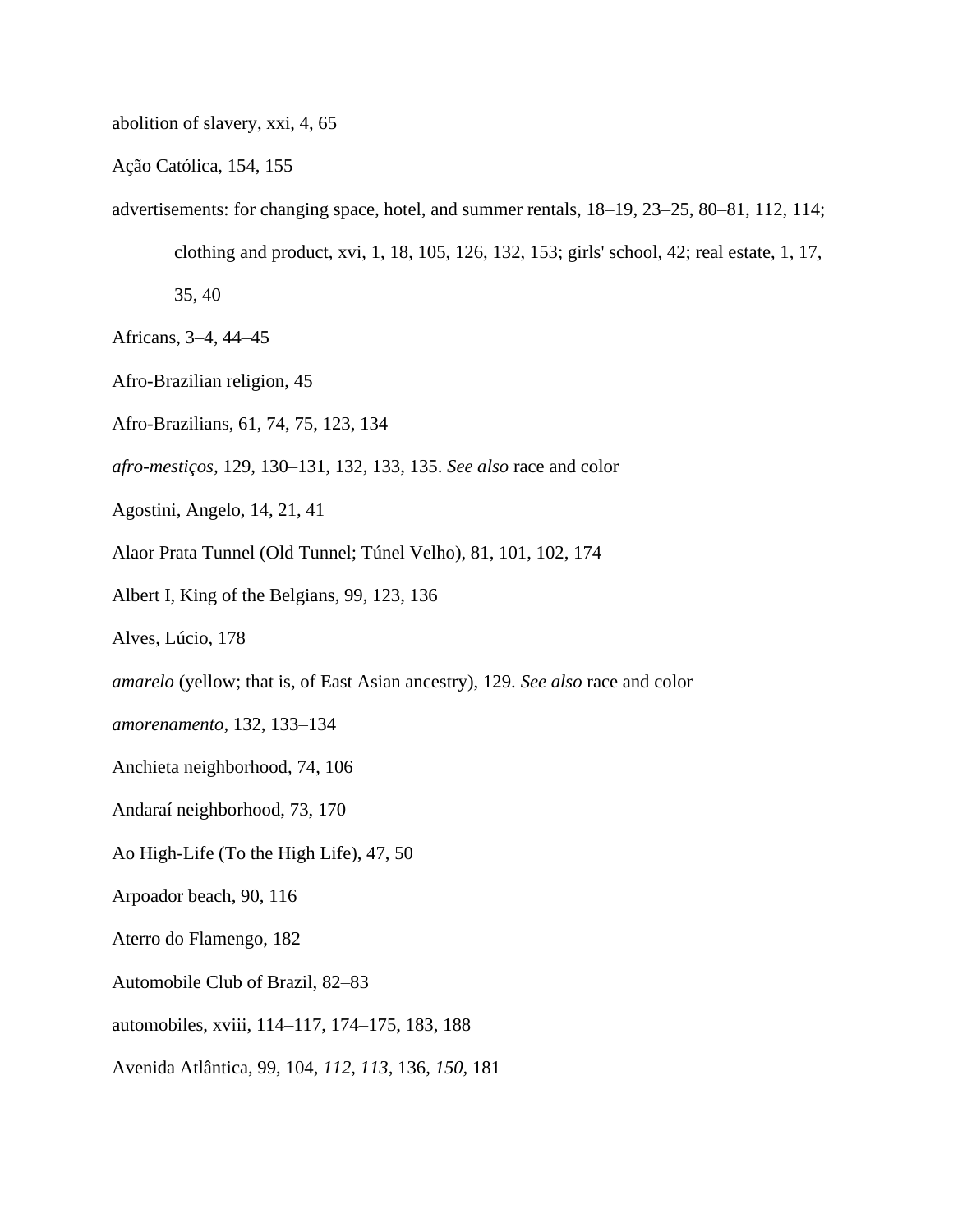abolition of slavery, xxi, 4, 65

Ação Católica, 154, 155

advertisements: for changing space, hotel, and summer rentals, 18–19, 23–25, 80–81, 112, 114; clothing and product, xvi, 1, 18, 105, 126, 132, 153; girls' school, 42; real estate, 1, 17, 35, 40

Africans, 3–4, 44–45

Afro-Brazilian religion, 45

Afro-Brazilians, 61, 74, 75, 123, 134

*afro-mestiços,* 129, 130–131, 132, 133, 135. *See also* race and color

Agostini, Angelo, 14, 21, 41

Alaor Prata Tunnel (Old Tunnel; Túnel Velho), 81, 101, 102, 174

Albert I, King of the Belgians, 99, 123, 136

Alves, Lúcio, 178

*amarelo* (yellow; that is, of East Asian ancestry), 129. *See also* race and color

*amorenamento,* 132, 133–134

Anchieta neighborhood, 74, 106

Andaraí neighborhood, 73, 170

Ao High-Life (To the High Life), 47, 50

Arpoador beach, 90, 116

Aterro do Flamengo, 182

Automobile Club of Brazil, 82–83

automobiles, xviii, 114–117, 174–175, 183, 188

Avenida Atlântica, 99, 104, *112, 113,* 136, *150,* 181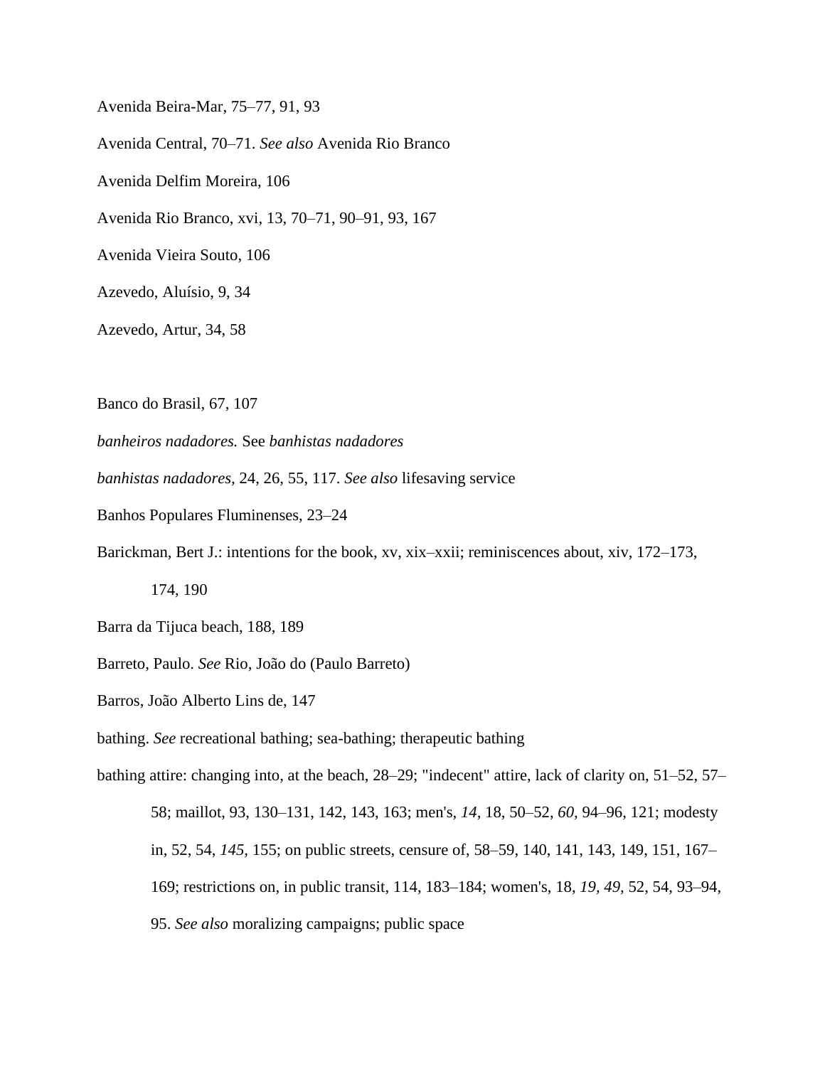Avenida Beira-Mar, 75–77, 91, 93

Avenida Central, 70–71. *See also* Avenida Rio Branco

Avenida Delfim Moreira, 106

Avenida Rio Branco, xvi, 13, 70–71, 90–91, 93, 167

Avenida Vieira Souto, 106

Azevedo, Aluísio, 9, 34

Azevedo, Artur, 34, 58

Banco do Brasil, 67, 107

*banheiros nadadores.* See *banhistas nadadores*

*banhistas nadadores,* 24, 26, 55, 117. *See also* lifesaving service

Banhos Populares Fluminenses, 23–24

Barickman, Bert J.: intentions for the book, xv, xix–xxii; reminiscences about, xiv, 172–173, 174, 190

Barra da Tijuca beach, 188, 189

Barreto, Paulo. *See* Rio, João do (Paulo Barreto)

Barros, João Alberto Lins de, 147

bathing. *See* recreational bathing; sea-bathing; therapeutic bathing

bathing attire: changing into, at the beach, 28–29; "indecent" attire, lack of clarity on, 51–52, 57–58; maillot, 93, 130–131, 142, 143, 163; men's, *14,* 18, 50–52, *60,* 94–96, 121; modesty in, 52, 54, *145,* 155; on public streets, censure of, 58–59, 140, 141, 143, 149, 151, 167–169; restrictions on, in public transit, 114, 183–184; women's, 18, *19, 49,* 52, 54, 93–94, 95. *See also* moralizing campaigns; public space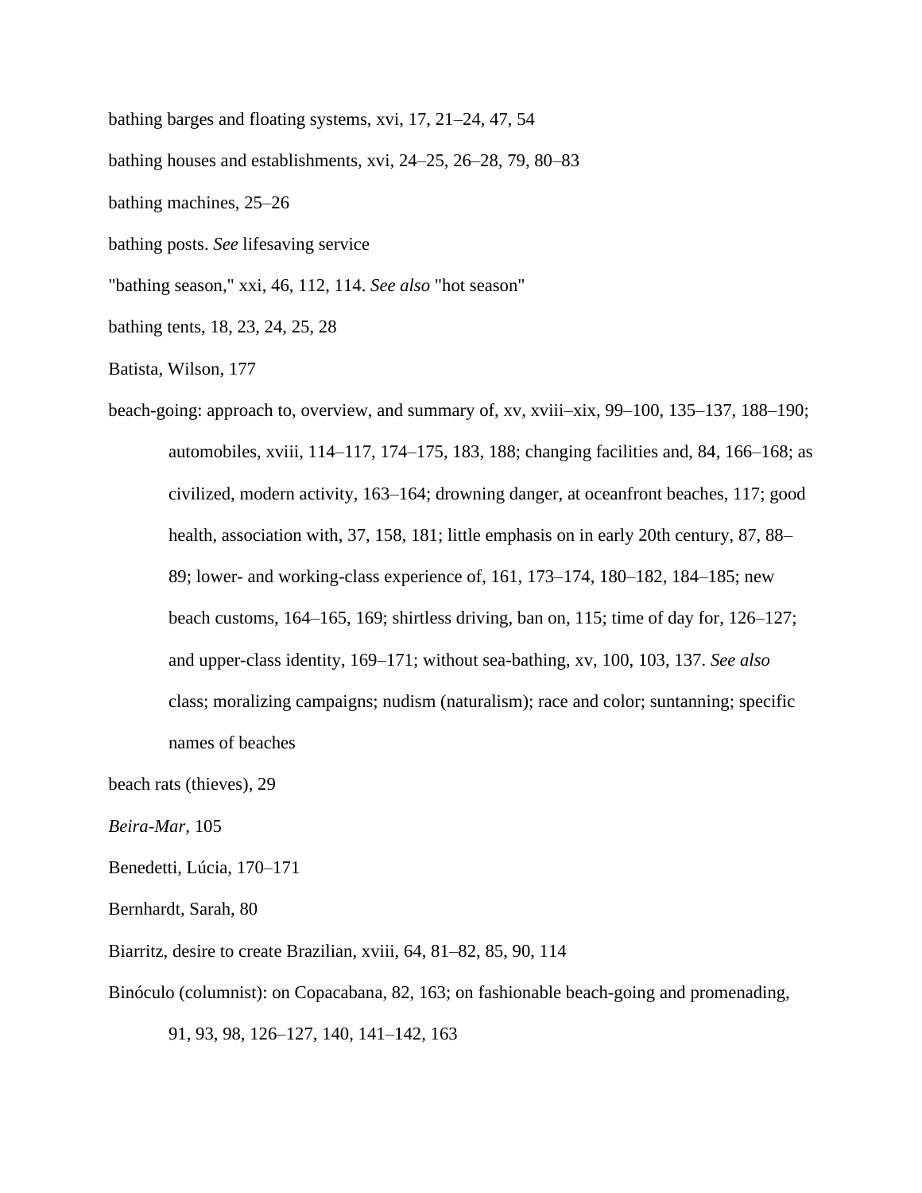bathing barges and floating systems, xvi, 17, 21–24, 47, 54

bathing houses and establishments, xvi, 24–25, 26–28, 79, 80–83

bathing machines, 25–26

bathing posts. *See* lifesaving service

"bathing season," xxi, 46, 112, 114. *See also* "hot season"

bathing tents, 18, 23, 24, 25, 28

Batista, Wilson, 177

beach-going: approach to, overview, and summary of, xv, xviii–xix, 99–100, 135–137, 188–190; automobiles, xviii, 114–117, 174–175, 183, 188; changing facilities and, 84, 166–168; as civilized, modern activity, 163–164; drowning danger, at oceanfront beaches, 117; good health, association with, 37, 158, 181; little emphasis on in early 20th century, 87, 88–89; lower- and working-class experience of, 161, 173–174, 180–182, 184–185; new beach customs, 164–165, 169; shirtless driving, ban on, 115; time of day for, 126–127; and upper-class identity, 169–171; without sea-bathing, xv, 100, 103, 137. *See also* class; moralizing campaigns; nudism (naturalism); race and color; suntanning; specific names of beaches

beach rats (thieves), 29

*Beira-Mar*, 105

Benedetti, Lúcia, 170–171

Bernhardt, Sarah, 80

Biarritz, desire to create Brazilian, xviii, 64, 81–82, 85, 90, 114

Binóculo (columnist): on Copacabana, 82, 163; on fashionable beach-going and promenading, 91, 93, 98, 126–127, 140, 141–142, 163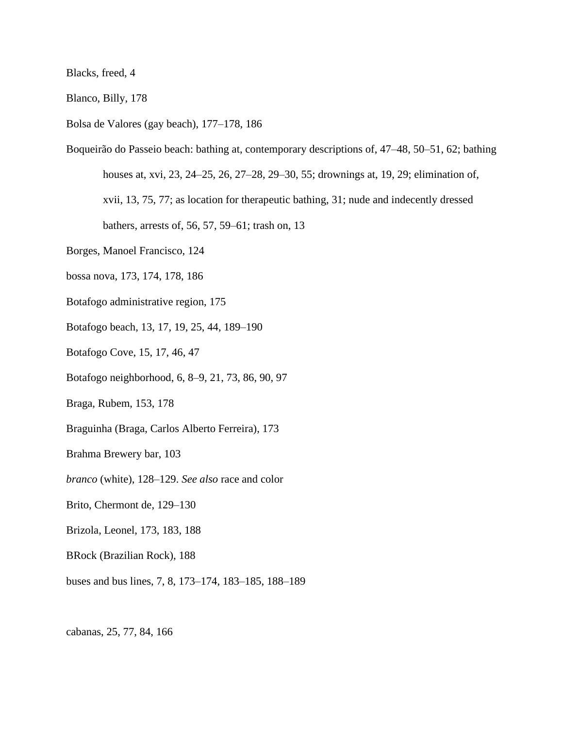Blacks, freed, 4

Blanco, Billy, 178

Bolsa de Valores (gay beach), 177–178, 186

Boqueirão do Passeio beach: bathing at, contemporary descriptions of, 47–48, 50–51, 62; bathing houses at, xvi, 23, 24–25, 26, 27–28, 29–30, 55; drownings at, 19, 29; elimination of, xvii, 13, 75, 77; as location for therapeutic bathing, 31; nude and indecently dressed bathers, arrests of, 56, 57, 59–61; trash on, 13

Borges, Manoel Francisco, 124

bossa nova, 173, 174, 178, 186

Botafogo administrative region, 175

Botafogo beach, 13, 17, 19, 25, 44, 189–190

Botafogo Cove, 15, 17, 46, 47

Botafogo neighborhood, 6, 8–9, 21, 73, 86, 90, 97

Braga, Rubem, 153, 178

Braguinha (Braga, Carlos Alberto Ferreira), 173

Brahma Brewery bar, 103

*branco* (white), 128–129. *See also* race and color

Brito, Chermont de, 129–130

Brizola, Leonel, 173, 183, 188

BRock (Brazilian Rock), 188

buses and bus lines, 7, 8, 173–174, 183–185, 188–189

cabanas, 25, 77, 84, 166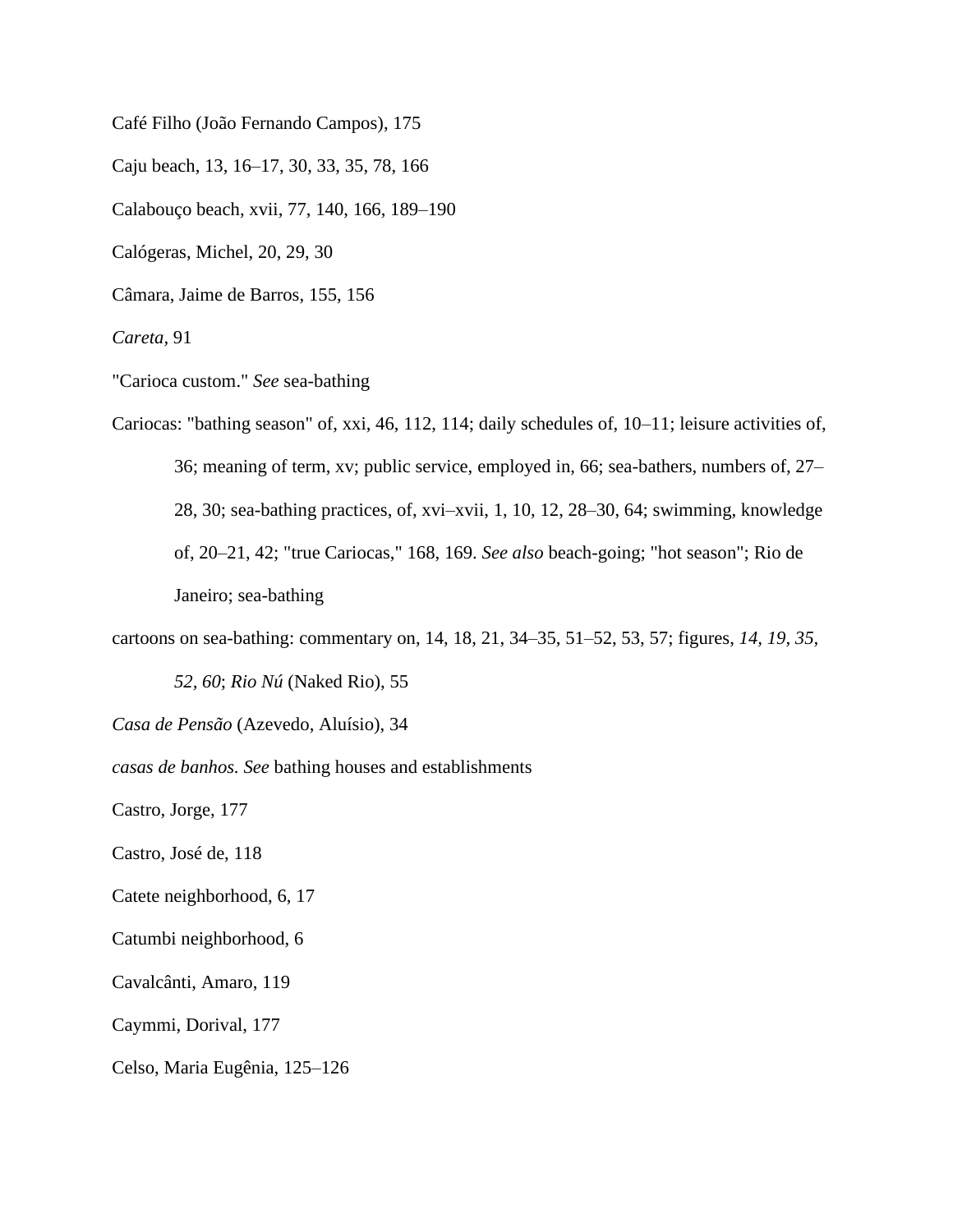Café Filho (João Fernando Campos), 175

Caju beach, 13, 16–17, 30, 33, 35, 78, 166

Calabouço beach, xvii, 77, 140, 166, 189–190

Calógeras, Michel, 20, 29, 30

Câmara, Jaime de Barros, 155, 156

*Careta*, 91

"Carioca custom." *See* sea-bathing

Cariocas: "bathing season" of, xxi, 46, 112, 114; daily schedules of, 10–11; leisure activities of, 36; meaning of term, xv; public service, employed in, 66; sea-bathers, numbers of, 27–28, 30; sea-bathing practices, of, xvi–xvii, 1, 10, 12, 28–30, 64; swimming, knowledge of, 20–21, 42; "true Cariocas," 168, 169. *See also* beach-going; "hot season"; Rio de Janeiro; sea-bathing

cartoons on sea-bathing: commentary on, 14, 18, 21, 34–35, 51–52, 53, 57; figures, *14, 19, 35, 52, 60*; *Rio Nú* (Naked Rio), 55

*Casa de Pensão* (Azevedo, Aluísio), 34

*casas de banhos. See* bathing houses and establishments

Castro, Jorge, 177

Castro, José de, 118

Catete neighborhood, 6, 17

Catumbi neighborhood, 6

Cavalcânti, Amaro, 119

Caymmi, Dorival, 177

Celso, Maria Eugênia, 125–126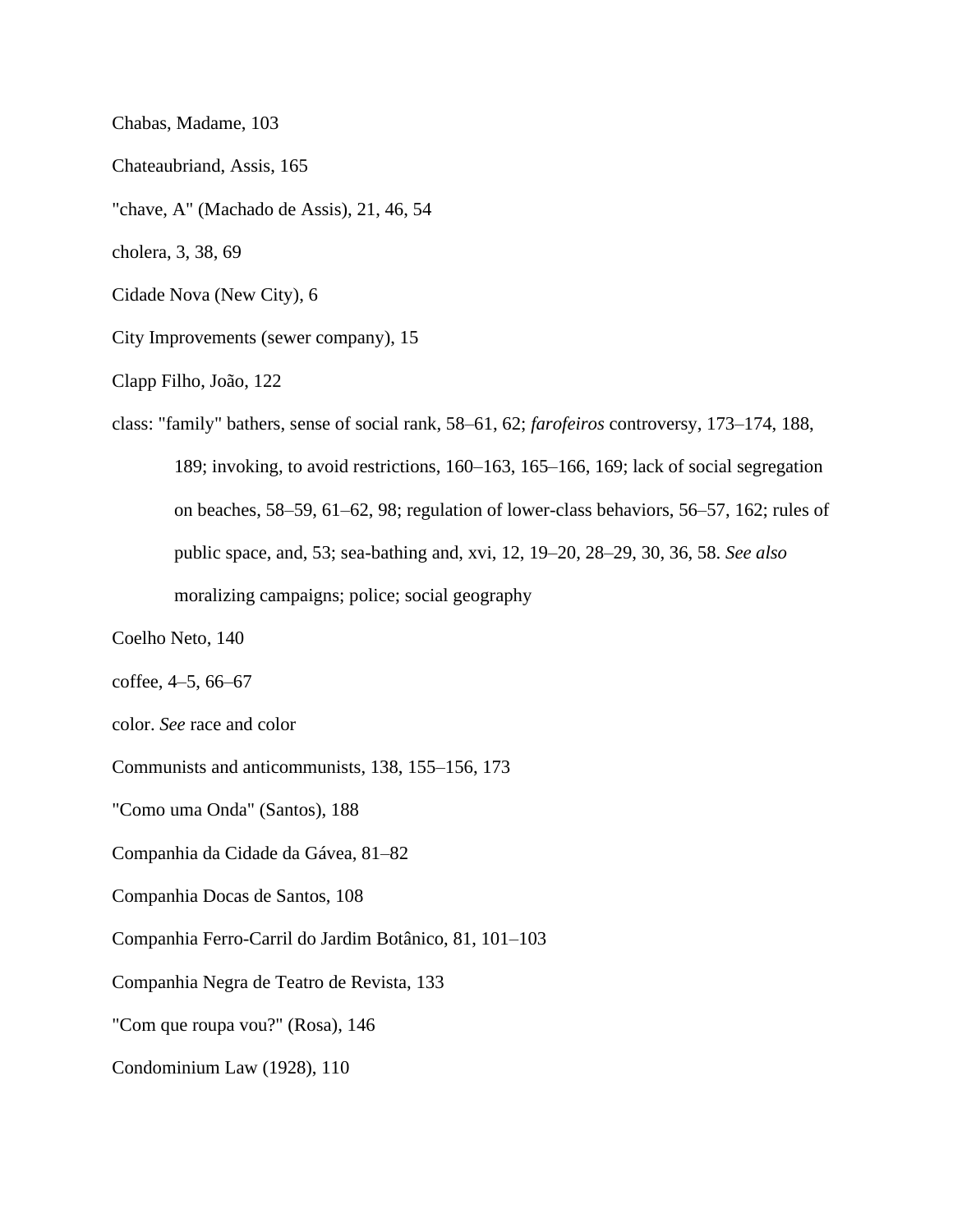Chabas, Madame, 103

Chateaubriand, Assis, 165

"chave, A" (Machado de Assis), 21, 46, 54

cholera, 3, 38, 69

Cidade Nova (New City), 6

City Improvements (sewer company), 15

Clapp Filho, João, 122

class: "family" bathers, sense of social rank, 58–61, 62; *farofeiros* controversy, 173–174, 188, 189; invoking, to avoid restrictions, 160–163, 165–166, 169; lack of social segregation on beaches, 58–59, 61–62, 98; regulation of lower-class behaviors, 56–57, 162; rules of public space, and, 53; sea-bathing and, xvi, 12, 19–20, 28–29, 30, 36, 58. *See also* moralizing campaigns; police; social geography

Coelho Neto, 140

coffee, 4–5, 66–67

color. *See* race and color

Communists and anticommunists, 138, 155–156, 173

"Como uma Onda" (Santos), 188

Companhia da Cidade da Gávea, 81–82

Companhia Docas de Santos, 108

Companhia Ferro-Carril do Jardim Botânico, 81, 101–103

Companhia Negra de Teatro de Revista, 133

"Com que roupa vou?" (Rosa), 146

Condominium Law (1928), 110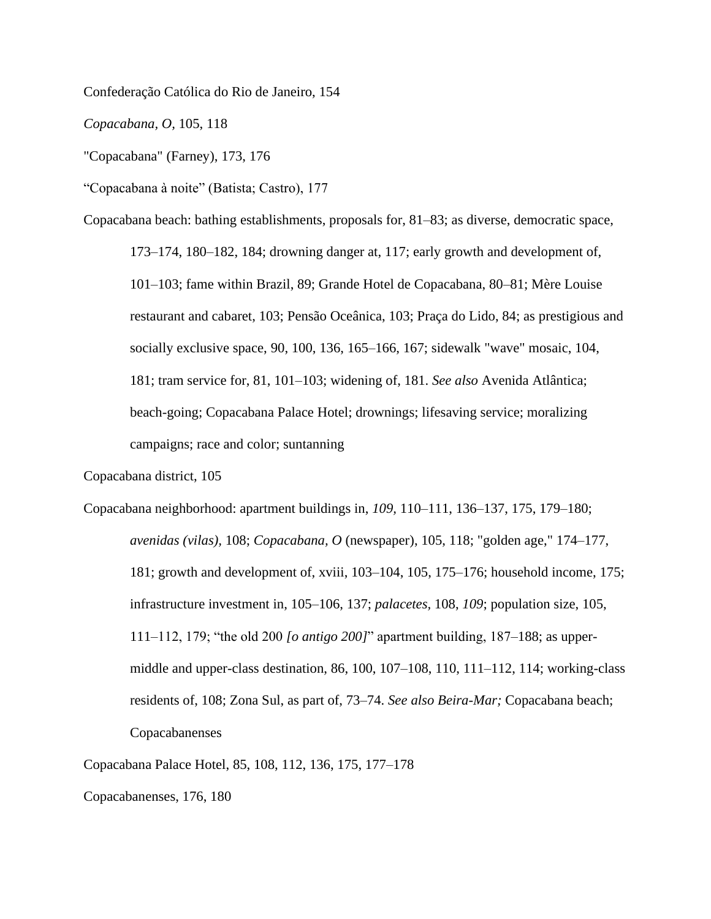Confederação Católica do Rio de Janeiro, 154

*Copacabana, O,* 105, 118

"Copacabana" (Farney), 173, 176

“Copacabana à noite” (Batista; Castro), 177

Copacabana beach: bathing establishments, proposals for, 81–83; as diverse, democratic space, 173–174, 180–182, 184; drowning danger at, 117; early growth and development of, 101–103; fame within Brazil, 89; Grande Hotel de Copacabana, 80–81; Mère Louise restaurant and cabaret, 103; Pensão Oceânica, 103; Praça do Lido, 84; as prestigious and socially exclusive space, 90, 100, 136, 165–166, 167; sidewalk "wave" mosaic, 104, 181; tram service for, 81, 101–103; widening of, 181. *See also* Avenida Atlântica; beach-going; Copacabana Palace Hotel; drownings; lifesaving service; moralizing campaigns; race and color; suntanning

Copacabana district, 105

Copacabana neighborhood: apartment buildings in, *109,* 110–111, 136–137, 175, 179–180; *avenidas (vilas),* 108; *Copacabana, O* (newspaper), 105, 118; "golden age," 174–177, 181; growth and development of, xviii, 103–104, 105, 175–176; household income, 175; infrastructure investment in, 105–106, 137; *palacetes,* 108, *109*; population size, 105, 111–112, 179; “the old 200 *[o antigo 200]*” apartment building, 187–188; as upper-middle and upper-class destination, 86, 100, 107–108, 110, 111–112, 114; working-class residents of, 108; Zona Sul, as part of, 73–74. *See also Beira-Mar;* Copacabana beach; Copacabanenses

Copacabana Palace Hotel, 85, 108, 112, 136, 175, 177–178

Copacabanenses, 176, 180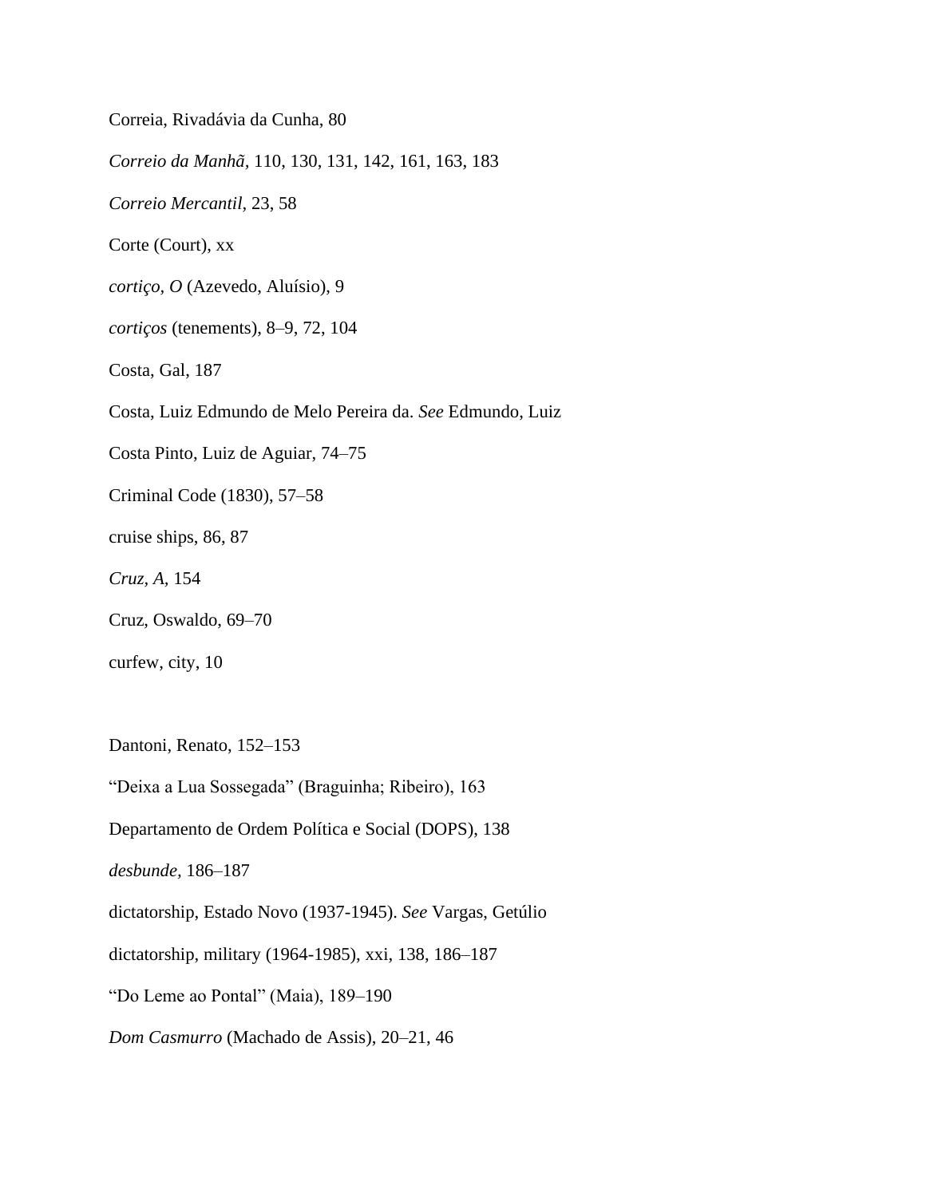Correia, Rivadávia da Cunha, 80

*Correio da Manhã*, 110, 130, 131, 142, 161, 163, 183

*Correio Mercantil*, 23, 58

Corte (Court), xx

*cortiço, O* (Azevedo, Aluísio), 9

*cortiços* (tenements), 8–9, 72, 104

Costa, Gal, 187

Costa, Luiz Edmundo de Melo Pereira da. *See* Edmundo, Luiz

Costa Pinto, Luiz de Aguiar, 74–75

Criminal Code (1830), 57–58

cruise ships, 86, 87

*Cruz, A*, 154

Cruz, Oswaldo, 69–70

curfew, city, 10

Dantoni, Renato, 152–153

"Deixa a Lua Sossegada" (Braguinha; Ribeiro), 163

Departamento de Ordem Política e Social (DOPS), 138

*desbunde*, 186–187

dictatorship, Estado Novo (1937-1945). *See* Vargas, Getúlio

dictatorship, military (1964-1985), xxi, 138, 186–187

"Do Leme ao Pontal" (Maia), 189–190

*Dom Casmurro* (Machado de Assis), 20–21, 46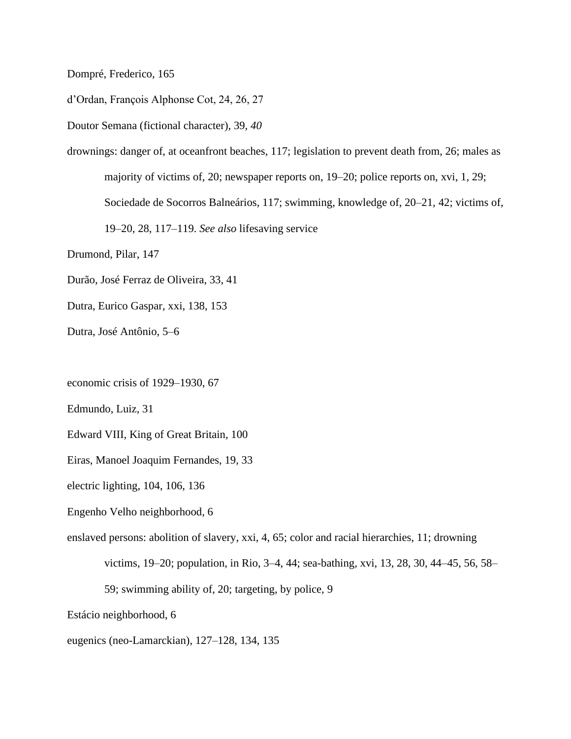Dompré, Frederico, 165

d'Ordan, François Alphonse Cot, 24, 26, 27

Doutor Semana (fictional character), 39, *40*

drownings: danger of, at oceanfront beaches, 117; legislation to prevent death from, 26; males as majority of victims of, 20; newspaper reports on, 19–20; police reports on, xvi, 1, 29; Sociedade de Socorros Balneários, 117; swimming, knowledge of, 20–21, 42; victims of, 19–20, 28, 117–119. *See also* lifesaving service

Drumond, Pilar, 147

Durão, José Ferraz de Oliveira, 33, 41

Dutra, Eurico Gaspar, xxi, 138, 153

Dutra, José Antônio, 5–6

economic crisis of 1929–1930, 67

Edmundo, Luiz, 31

Edward VIII, King of Great Britain, 100

Eiras, Manoel Joaquim Fernandes, 19, 33

electric lighting, 104, 106, 136

Engenho Velho neighborhood, 6

enslaved persons: abolition of slavery, xxi, 4, 65; color and racial hierarchies, 11; drowning victims, 19–20; population, in Rio, 3–4, 44; sea-bathing, xvi, 13, 28, 30, 44–45, 56, 58–59; swimming ability of, 20; targeting, by police, 9

Estácio neighborhood, 6

eugenics (neo-Lamarckian), 127–128, 134, 135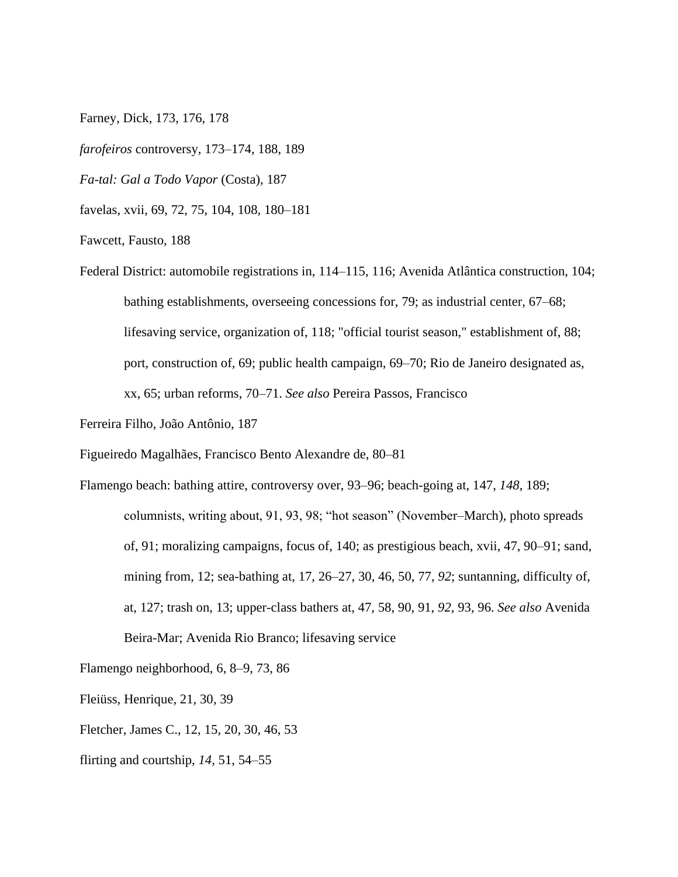Farney, Dick, 173, 176, 178

*farofeiros* controversy, 173–174, 188, 189

*Fa-tal: Gal a Todo Vapor* (Costa), 187

favelas, xvii, 69, 72, 75, 104, 108, 180–181

Fawcett, Fausto, 188

Federal District: automobile registrations in, 114–115, 116; Avenida Atlântica construction, 104; bathing establishments, overseeing concessions for, 79; as industrial center, 67–68; lifesaving service, organization of, 118; "official tourist season," establishment of, 88; port, construction of, 69; public health campaign, 69–70; Rio de Janeiro designated as, xx, 65; urban reforms, 70–71. *See also* Pereira Passos, Francisco

Ferreira Filho, João Antônio, 187

Figueiredo Magalhães, Francisco Bento Alexandre de, 80–81

Flamengo beach: bathing attire, controversy over, 93–96; beach-going at, 147, *148*, 189; columnists, writing about, 91, 93, 98; "hot season" (November–March), photo spreads of, 91; moralizing campaigns, focus of, 140; as prestigious beach, xvii, 47, 90–91; sand, mining from, 12; sea-bathing at, 17, 26–27, 30, 46, 50, 77, *92*; suntanning, difficulty of, at, 127; trash on, 13; upper-class bathers at, 47, 58, 90, 91, *92*, 93, 96. *See also* Avenida Beira-Mar; Avenida Rio Branco; lifesaving service

Flamengo neighborhood, 6, 8–9, 73, 86

Fleiüss, Henrique, 21, 30, 39

Fletcher, James C., 12, 15, 20, 30, 46, 53

flirting and courtship, *14*, 51, 54–55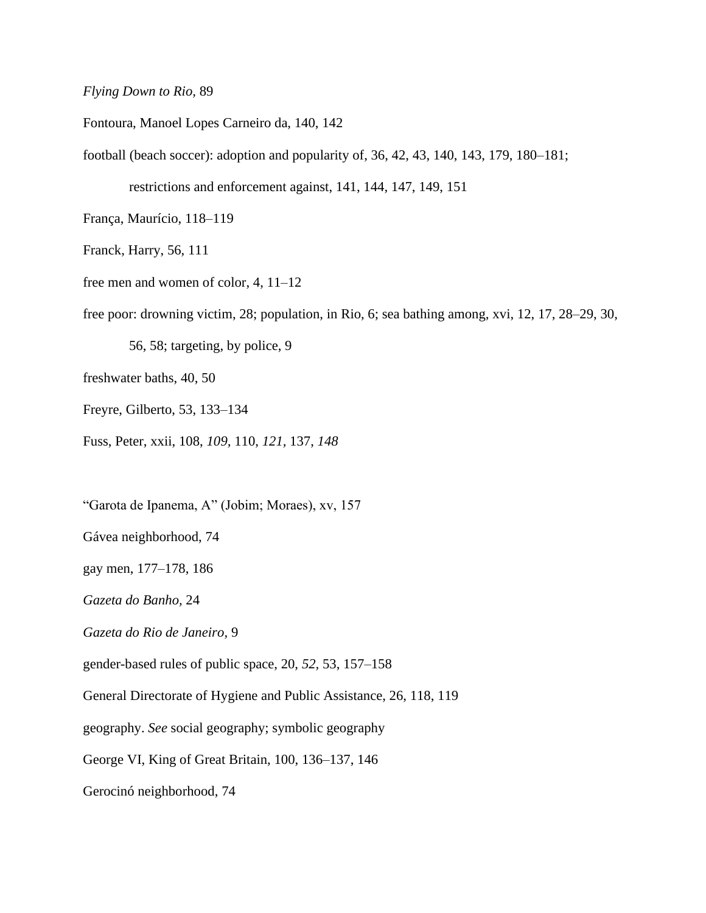*Flying Down to Rio,* 89

Fontoura, Manoel Lopes Carneiro da, 140, 142

football (beach soccer): adoption and popularity of, 36, 42, 43, 140, 143, 179, 180–181; restrictions and enforcement against, 141, 144, 147, 149, 151

França, Maurício, 118–119

Franck, Harry, 56, 111

free men and women of color, 4, 11–12

free poor: drowning victim, 28; population, in Rio, 6; sea bathing among, xvi, 12, 17, 28–29, 30, 56, 58; targeting, by police, 9

freshwater baths, 40, 50

Freyre, Gilberto, 53, 133–134

Fuss, Peter, xxii, 108, *109*, 110, *121*, 137, *148*

"Garota de Ipanema, A" (Jobim; Moraes), xv, 157

Gávea neighborhood, 74

gay men, 177–178, 186

*Gazeta do Banho,* 24

*Gazeta do Rio de Janeiro,* 9

gender-based rules of public space, 20, *52*, 53, 157–158

General Directorate of Hygiene and Public Assistance, 26, 118, 119

geography. *See* social geography; symbolic geography

George VI, King of Great Britain, 100, 136–137, 146

Gerocinó neighborhood, 74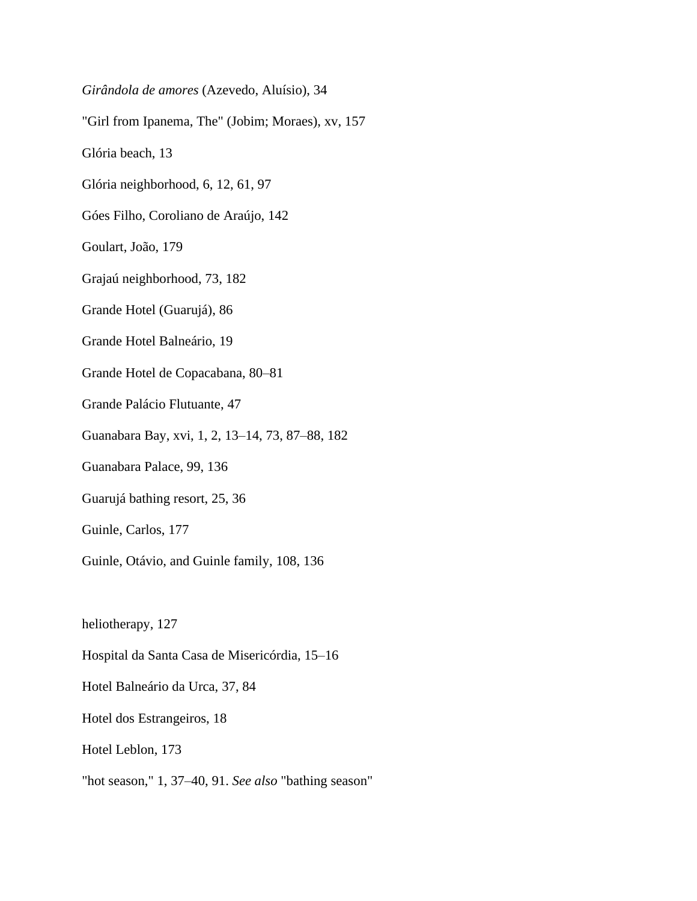*Girândola de amores* (Azevedo, Aluísio), 34

"Girl from Ipanema, The" (Jobim; Moraes), xv, 157

Glória beach, 13

Glória neighborhood, 6, 12, 61, 97

Góes Filho, Coroliano de Araújo, 142

Goulart, João, 179

Grajaú neighborhood, 73, 182

Grande Hotel (Guarujá), 86

Grande Hotel Balneário, 19

Grande Hotel de Copacabana, 80–81

Grande Palácio Flutuante, 47

Guanabara Bay, xvi, 1, 2, 13–14, 73, 87–88, 182

Guanabara Palace, 99, 136

Guarujá bathing resort, 25, 36

Guinle, Carlos, 177

Guinle, Otávio, and Guinle family, 108, 136

heliotherapy, 127

Hospital da Santa Casa de Misericórdia, 15–16

Hotel Balneário da Urca, 37, 84

Hotel dos Estrangeiros, 18

Hotel Leblon, 173

"hot season," 1, 37–40, 91. *See also* "bathing season"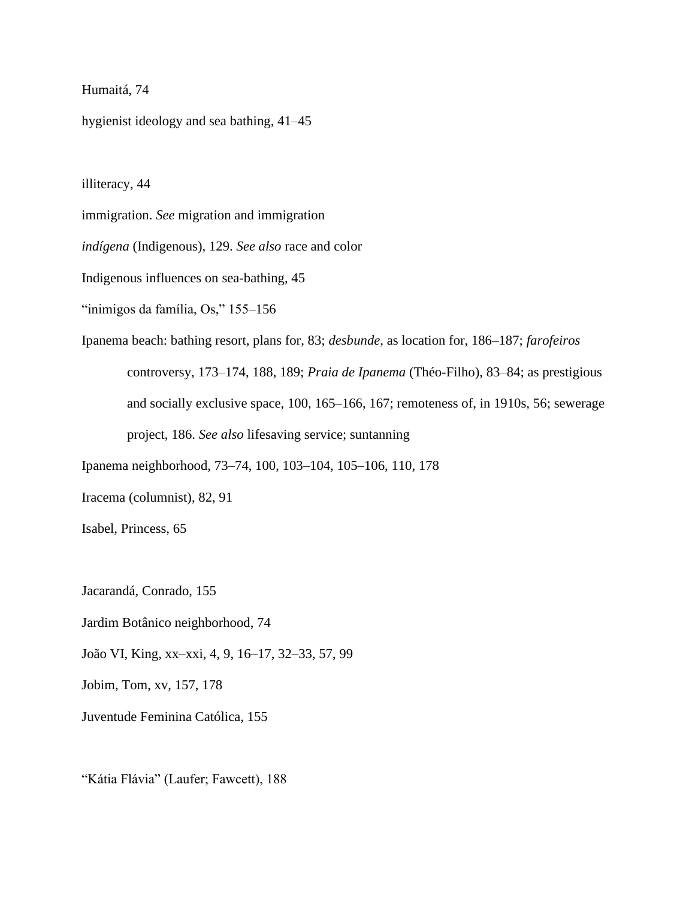Humaitá, 74

hygienist ideology and sea bathing, 41–45

illiteracy, 44

immigration. *See* migration and immigration

*indígena* (Indigenous), 129. *See also* race and color

Indigenous influences on sea-bathing, 45

"inimigos da família, Os," 155–156

Ipanema beach: bathing resort, plans for, 83; *desbunde,* as location for, 186–187; *farofeiros* controversy, 173–174, 188, 189; *Praia de Ipanema* (Théo-Filho), 83–84; as prestigious and socially exclusive space, 100, 165–166, 167; remoteness of, in 1910s, 56; sewerage project, 186. *See also* lifesaving service; suntanning

Ipanema neighborhood, 73–74, 100, 103–104, 105–106, 110, 178

Iracema (columnist), 82, 91

Isabel, Princess, 65

Jacarandá, Conrado, 155

Jardim Botânico neighborhood, 74

João VI, King, xx–xxi, 4, 9, 16–17, 32–33, 57, 99

Jobim, Tom, xv, 157, 178

Juventude Feminina Católica, 155

"Kátia Flávia" (Laufer; Fawcett), 188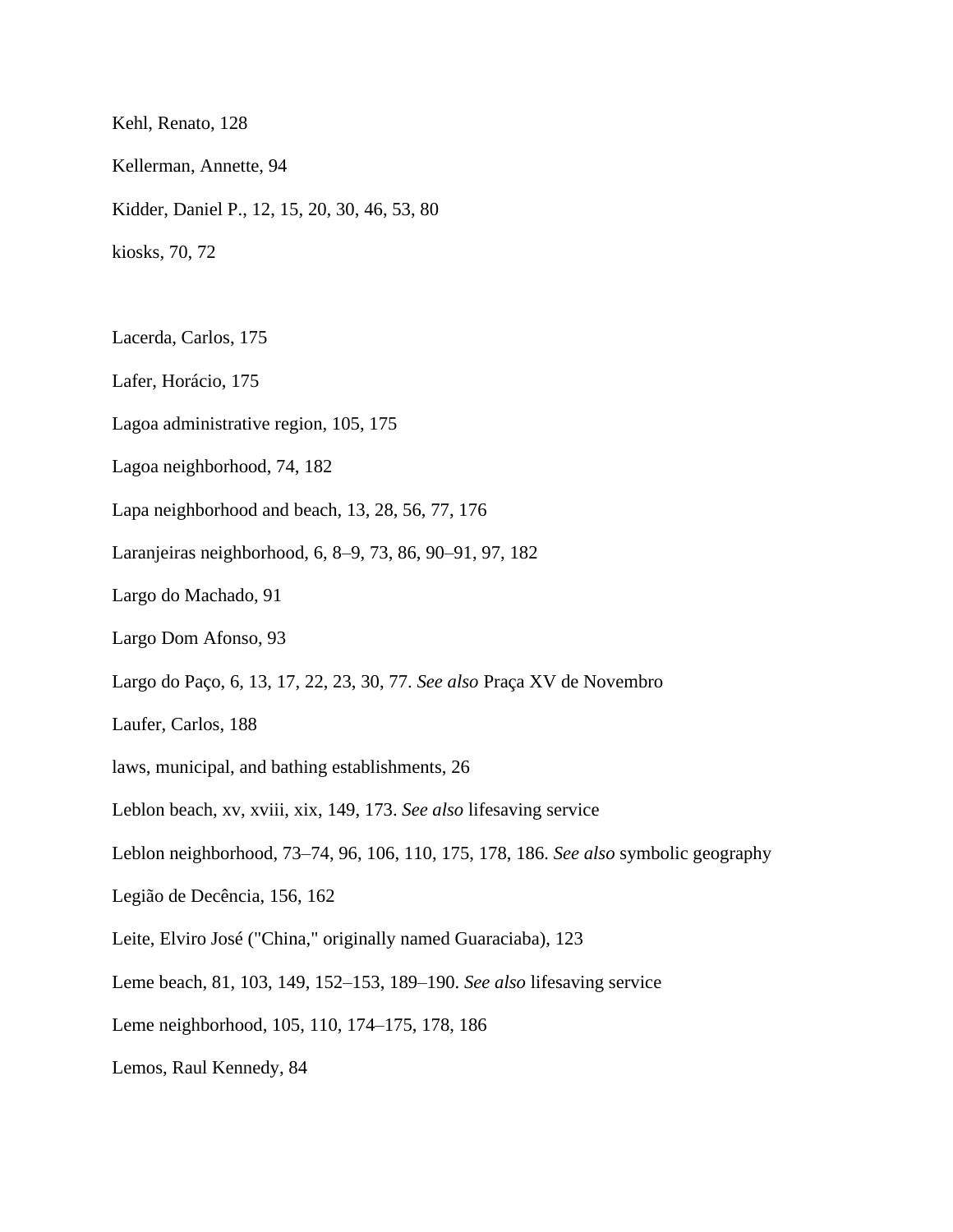Kehl, Renato, 128

Kellerman, Annette, 94

Kidder, Daniel P., 12, 15, 20, 30, 46, 53, 80

kiosks, 70, 72

Lacerda, Carlos, 175

Lafer, Horácio, 175

Lagoa administrative region, 105, 175

Lagoa neighborhood, 74, 182

Lapa neighborhood and beach, 13, 28, 56, 77, 176

Laranjeiras neighborhood, 6, 8–9, 73, 86, 90–91, 97, 182

Largo do Machado, 91

Largo Dom Afonso, 93

Largo do Paço, 6, 13, 17, 22, 23, 30, 77. *See also* Praça XV de Novembro

Laufer, Carlos, 188

laws, municipal, and bathing establishments, 26

Leblon beach, xv, xviii, xix, 149, 173. *See also* lifesaving service

Leblon neighborhood, 73–74, 96, 106, 110, 175, 178, 186. *See also* symbolic geography

Legião de Decência, 156, 162

Leite, Elviro José ("China," originally named Guaraciaba), 123

Leme beach, 81, 103, 149, 152–153, 189–190. *See also* lifesaving service

Leme neighborhood, 105, 110, 174–175, 178, 186

Lemos, Raul Kennedy, 84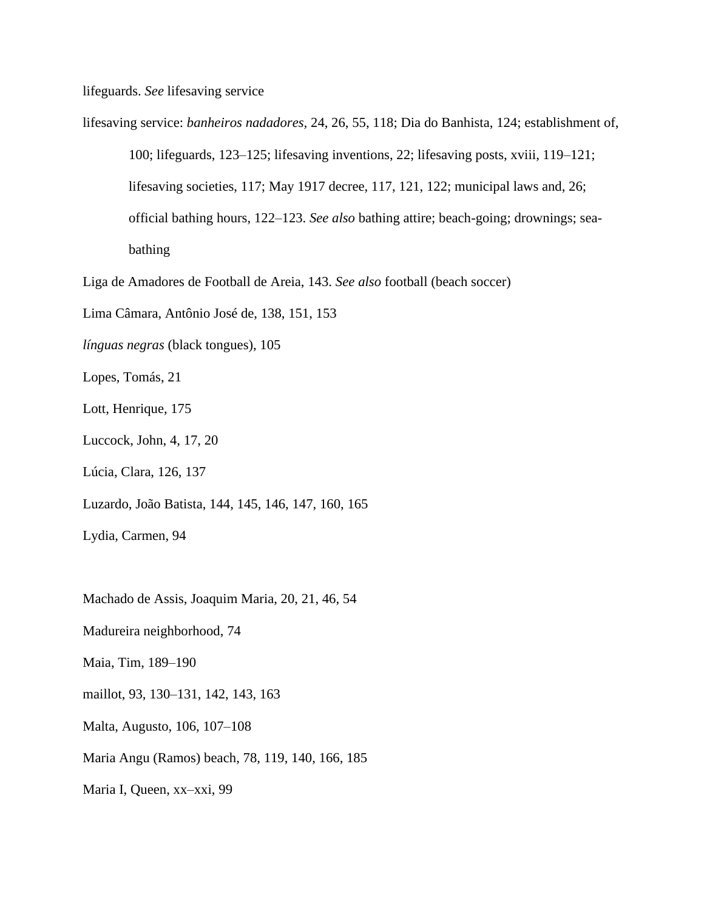lifeguards. *See* lifesaving service

lifesaving service: *banheiros nadadores*, 24, 26, 55, 118; Dia do Banhista, 124; establishment of, 100; lifeguards, 123–125; lifesaving inventions, 22; lifesaving posts, xviii, 119–121; lifesaving societies, 117; May 1917 decree, 117, 121, 122; municipal laws and, 26; official bathing hours, 122–123. *See also* bathing attire; beach-going; drownings; sea-bathing

Liga de Amadores de Football de Areia, 143. *See also* football (beach soccer)

Lima Câmara, Antônio José de, 138, 151, 153

*línguas negras* (black tongues), 105

Lopes, Tomás, 21

Lott, Henrique, 175

Luccock, John, 4, 17, 20

Lúcia, Clara, 126, 137

Luzardo, João Batista, 144, 145, 146, 147, 160, 165

Lydia, Carmen, 94

Machado de Assis, Joaquim Maria, 20, 21, 46, 54

Madureira neighborhood, 74

Maia, Tim, 189–190

maillot, 93, 130–131, 142, 143, 163

Malta, Augusto, 106, 107–108

Maria Angu (Ramos) beach, 78, 119, 140, 166, 185

Maria I, Queen, xx–xxi, 99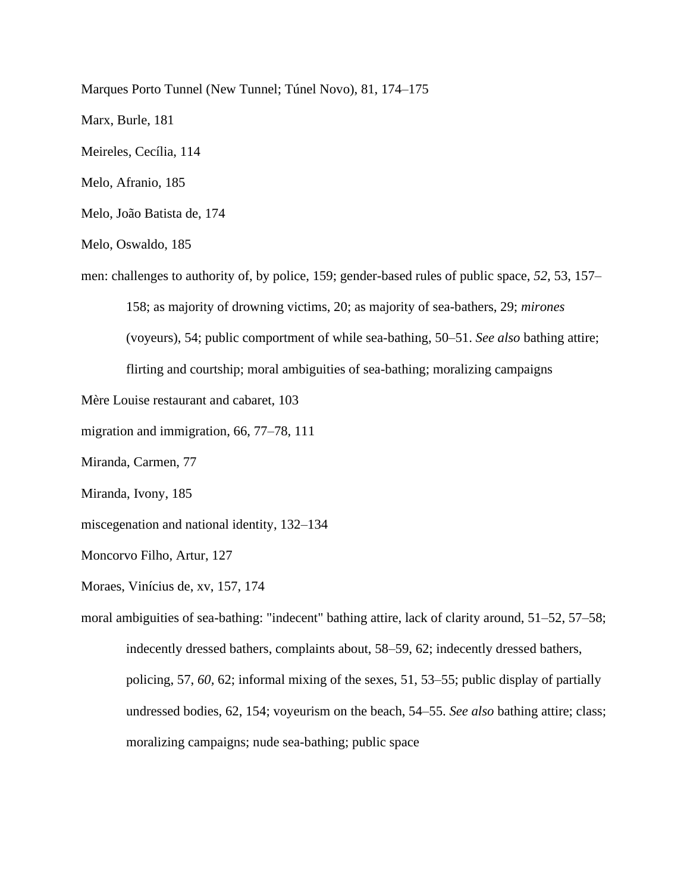Marques Porto Tunnel (New Tunnel; Túnel Novo), 81, 174–175

Marx, Burle, 181

Meireles, Cecília, 114

Melo, Afranio, 185

Melo, João Batista de, 174

Melo, Oswaldo, 185

men: challenges to authority of, by police, 159; gender-based rules of public space, *52*, 53, 157–158; as majority of drowning victims, 20; as majority of sea-bathers, 29; *mirones* (voyeurs), 54; public comportment of while sea-bathing, 50–51. *See also* bathing attire; flirting and courtship; moral ambiguities of sea-bathing; moralizing campaigns

Mère Louise restaurant and cabaret, 103

migration and immigration, 66, 77–78, 111

Miranda, Carmen, 77

Miranda, Ivony, 185

miscegenation and national identity, 132–134

Moncorvo Filho, Artur, 127

Moraes, Vinícius de, xv, 157, 174

moral ambiguities of sea-bathing: "indecent" bathing attire, lack of clarity around, 51–52, 57–58; indecently dressed bathers, complaints about, 58–59, 62; indecently dressed bathers, policing, 57, *60*, 62; informal mixing of the sexes, 51, 53–55; public display of partially undressed bodies, 62, 154; voyeurism on the beach, 54–55. *See also* bathing attire; class; moralizing campaigns; nude sea-bathing; public space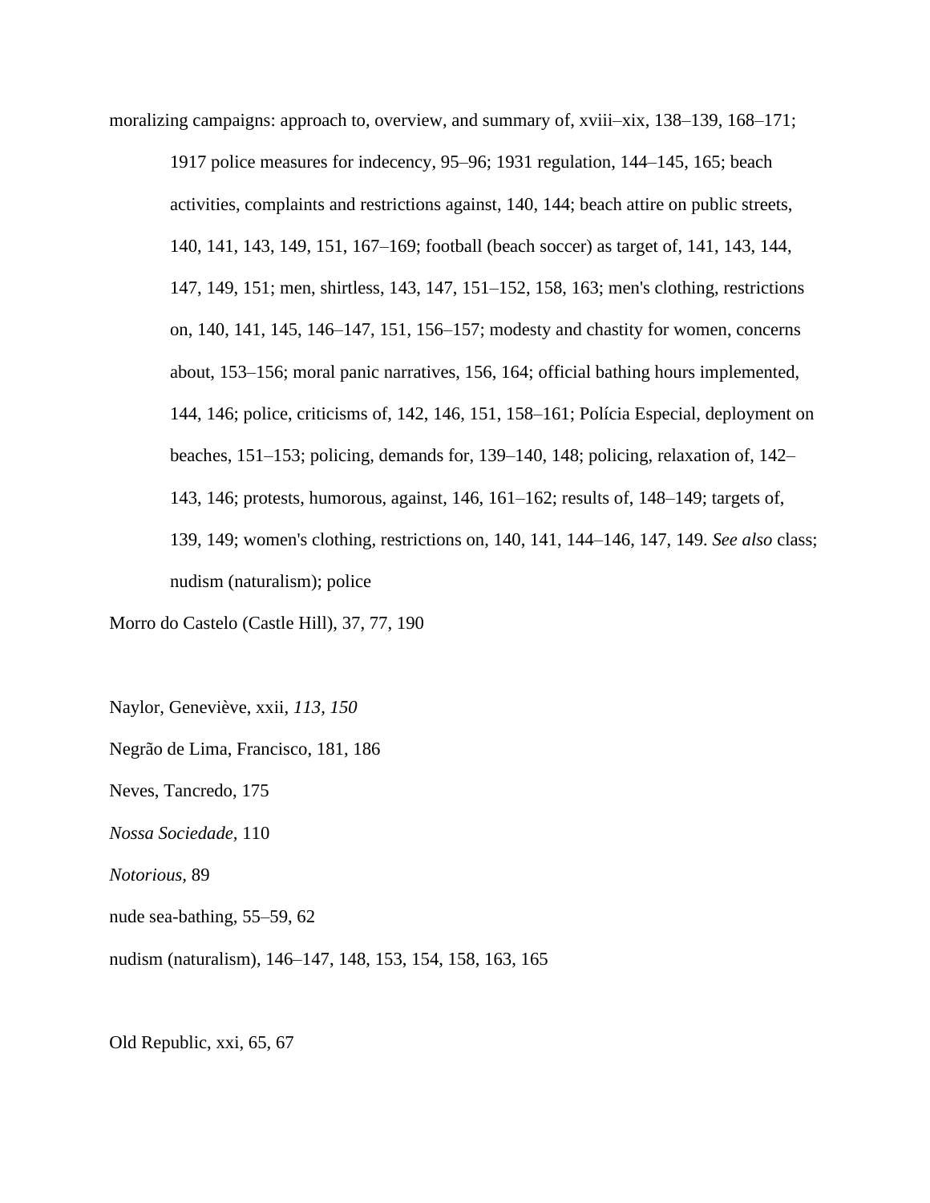moralizing campaigns: approach to, overview, and summary of, xviii–xix, 138–139, 168–171; 1917 police measures for indecency, 95–96; 1931 regulation, 144–145, 165; beach activities, complaints and restrictions against, 140, 144; beach attire on public streets, 140, 141, 143, 149, 151, 167–169; football (beach soccer) as target of, 141, 143, 144, 147, 149, 151; men, shirtless, 143, 147, 151–152, 158, 163; men's clothing, restrictions on, 140, 141, 145, 146–147, 151, 156–157; modesty and chastity for women, concerns about, 153–156; moral panic narratives, 156, 164; official bathing hours implemented, 144, 146; police, criticisms of, 142, 146, 151, 158–161; Polícia Especial, deployment on beaches, 151–153; policing, demands for, 139–140, 148; policing, relaxation of, 142–143, 146; protests, humorous, against, 146, 161–162; results of, 148–149; targets of, 139, 149; women's clothing, restrictions on, 140, 141, 144–146, 147, 149. *See also* class; nudism (naturalism); police

Morro do Castelo (Castle Hill), 37, 77, 190

Naylor, Geneviève, xxii, *113*, *150*

Negrão de Lima, Francisco, 181, 186

Neves, Tancredo, 175

*Nossa Sociedade*, 110

*Notorious*, 89

nude sea-bathing, 55–59, 62

nudism (naturalism), 146–147, 148, 153, 154, 158, 163, 165

Old Republic, xxi, 65, 67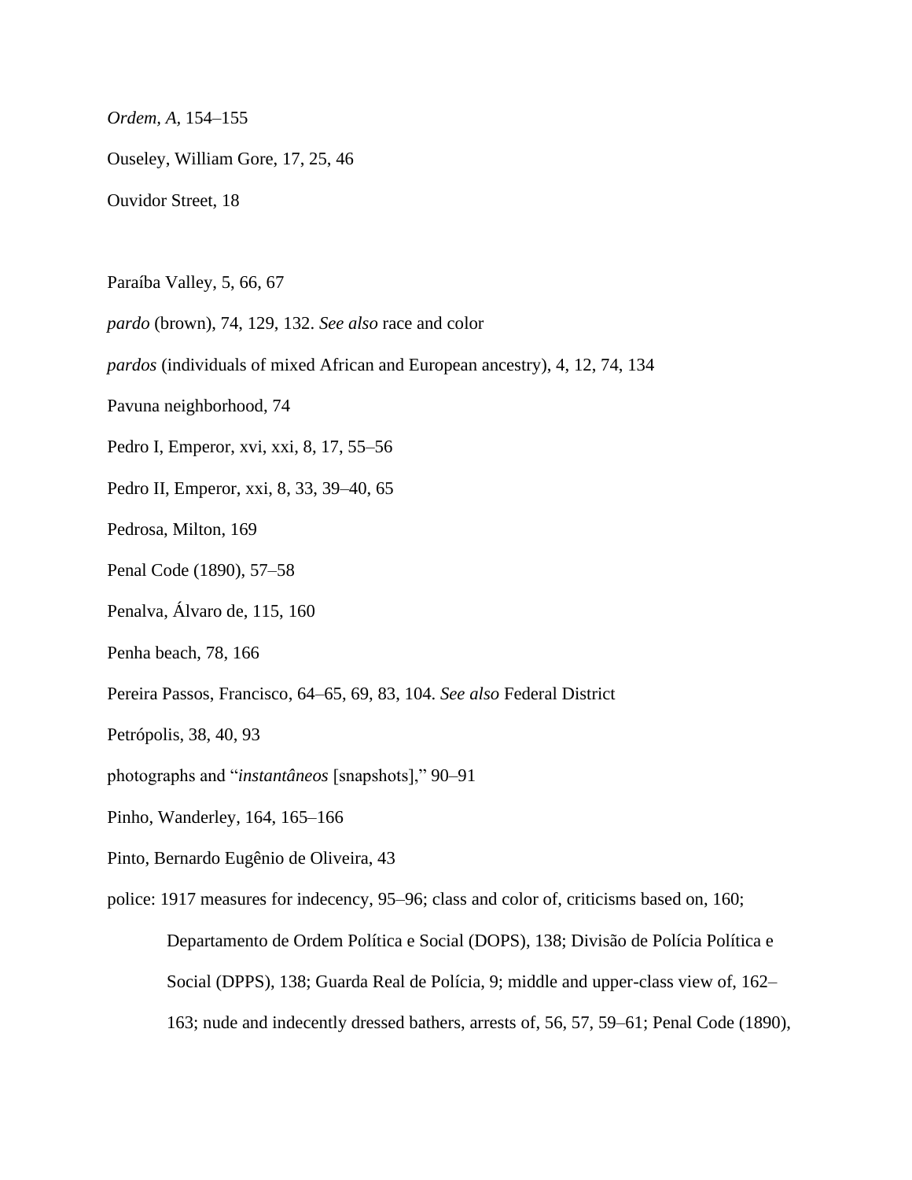*Ordem, A*, 154–155

Ouseley, William Gore, 17, 25, 46

Ouvidor Street, 18

Paraíba Valley, 5, 66, 67

*pardo* (brown), 74, 129, 132. *See also* race and color

*pardos* (individuals of mixed African and European ancestry), 4, 12, 74, 134

Pavuna neighborhood, 74

Pedro I, Emperor, xvi, xxi, 8, 17, 55–56

Pedro II, Emperor, xxi, 8, 33, 39–40, 65

Pedrosa, Milton, 169

Penal Code (1890), 57–58

Penalva, Álvaro de, 115, 160

Penha beach, 78, 166

Pereira Passos, Francisco, 64–65, 69, 83, 104. *See also* Federal District

Petrópolis, 38, 40, 93

photographs and "*instantâneos* [snapshots]," 90–91

Pinho, Wanderley, 164, 165–166

Pinto, Bernardo Eugênio de Oliveira, 43

police: 1917 measures for indecency, 95–96; class and color of, criticisms based on, 160; Departamento de Ordem Política e Social (DOPS), 138; Divisão de Polícia Política e Social (DPPS), 138; Guarda Real de Polícia, 9; middle and upper-class view of, 162–163; nude and indecently dressed bathers, arrests of, 56, 57, 59–61; Penal Code (1890),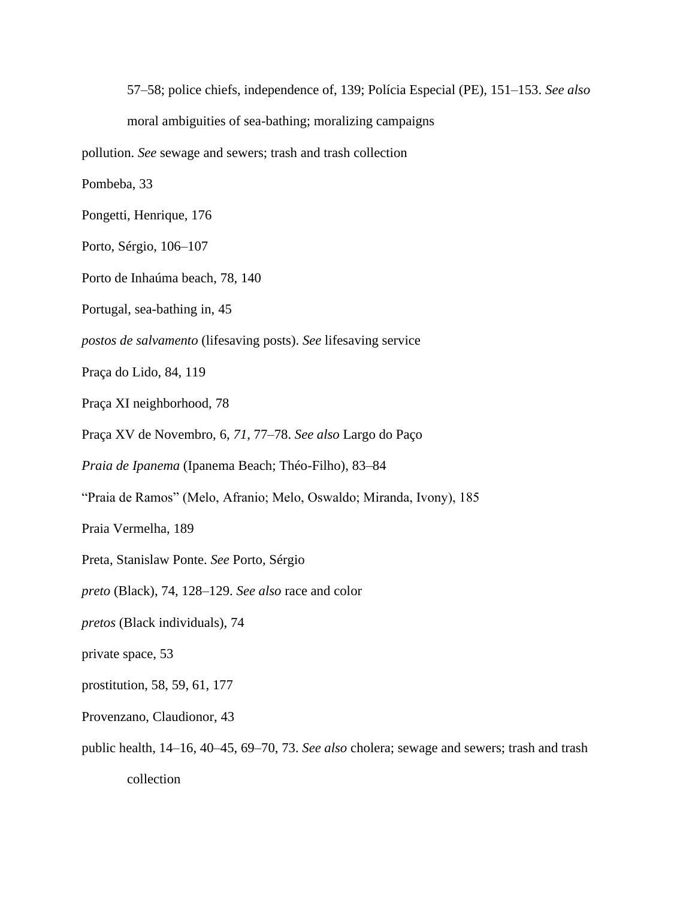57–58; police chiefs, independence of, 139; Polícia Especial (PE), 151–153. *See also* moral ambiguities of sea-bathing; moralizing campaigns

pollution. *See* sewage and sewers; trash and trash collection

Pombeba, 33

Pongetti, Henrique, 176

Porto, Sérgio, 106–107

Porto de Inhaúma beach, 78, 140

Portugal, sea-bathing in, 45

*postos de salvamento* (lifesaving posts). *See* lifesaving service

Praça do Lido, 84, 119

Praça XI neighborhood, 78

Praça XV de Novembro, 6, *71*, 77–78. *See also* Largo do Paço

*Praia de Ipanema* (Ipanema Beach; Théo-Filho), 83–84

"Praia de Ramos" (Melo, Afranio; Melo, Oswaldo; Miranda, Ivony), 185

Praia Vermelha, 189

Preta, Stanislaw Ponte. *See* Porto, Sérgio

*preto* (Black), 74, 128–129. *See also* race and color

*pretos* (Black individuals), 74

private space, 53

prostitution, 58, 59, 61, 177

Provenzano, Claudionor, 43

public health, 14–16, 40–45, 69–70, 73. *See also* cholera; sewage and sewers; trash and trash collection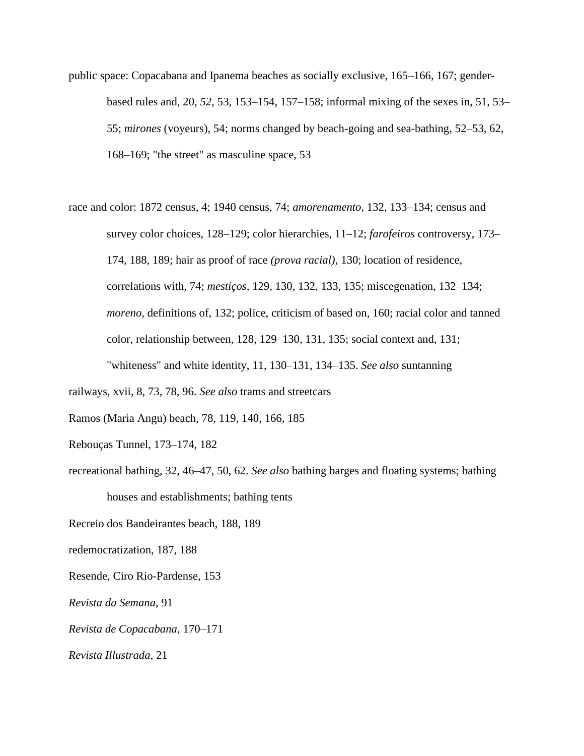public space: Copacabana and Ipanema beaches as socially exclusive, 165–166, 167; gender-based rules and, 20, *52*, 53, 153–154, 157–158; informal mixing of the sexes in, 51, 53–55; *mirones* (voyeurs), 54; norms changed by beach-going and sea-bathing, 52–53, 62, 168–169; "the street" as masculine space, 53

race and color: 1872 census, 4; 1940 census, 74; *amorenamento*, 132, 133–134; census and survey color choices, 128–129; color hierarchies, 11–12; *farofeiros* controversy, 173–174, 188, 189; hair as proof of race *(prova racial),* 130; location of residence, correlations with, 74; *mestiços,* 129, 130, 132, 133, 135; miscegenation, 132–134; *moreno,* definitions of, 132; police, criticism of based on, 160; racial color and tanned color, relationship between, 128, 129–130, 131, 135; social context and, 131; "whiteness" and white identity, 11, 130–131, 134–135. *See also* suntanning

railways, xvii, 8, 73, 78, 96. *See also* trams and streetcars

Ramos (Maria Angu) beach, 78, 119, 140, 166, 185

Rebouças Tunnel, 173–174, 182

recreational bathing, 32, 46–47, 50, 62. *See also* bathing barges and floating systems; bathing houses and establishments; bathing tents

Recreio dos Bandeirantes beach, 188, 189

redemocratization, 187, 188

Resende, Ciro Rio-Pardense, 153

*Revista da Semana*, 91

*Revista de Copacabana*, 170–171

*Revista Illustrada*, 21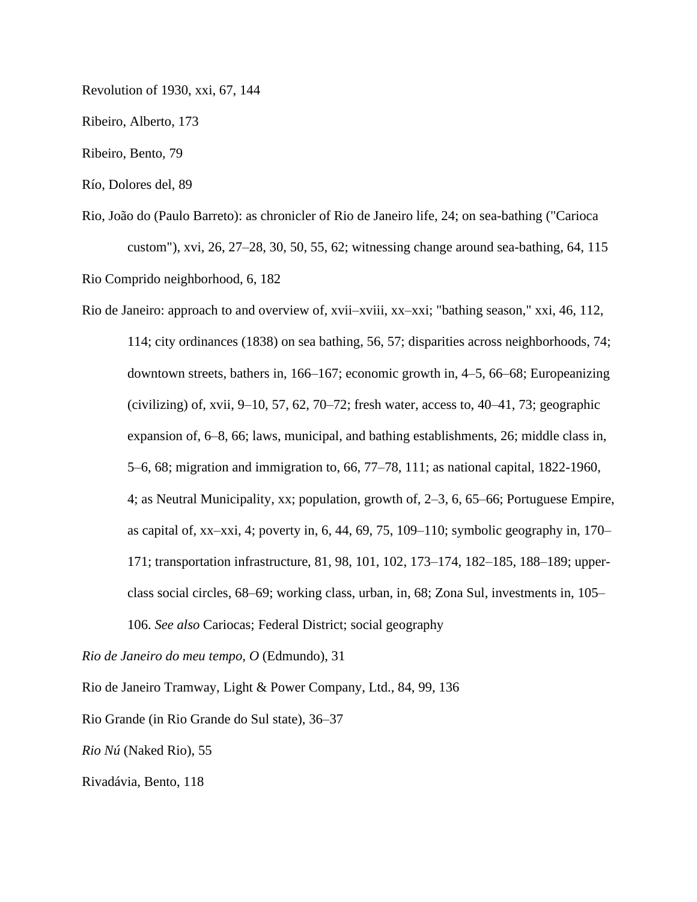Revolution of 1930, xxi, 67, 144

Ribeiro, Alberto, 173

Ribeiro, Bento, 79

Río, Dolores del, 89

Rio, João do (Paulo Barreto): as chronicler of Rio de Janeiro life, 24; on sea-bathing ("Carioca custom"), xvi, 26, 27–28, 30, 50, 55, 62; witnessing change around sea-bathing, 64, 115

Rio Comprido neighborhood, 6, 182

Rio de Janeiro: approach to and overview of, xvii–xviii, xx–xxi; "bathing season," xxi, 46, 112, 114; city ordinances (1838) on sea bathing, 56, 57; disparities across neighborhoods, 74; downtown streets, bathers in, 166–167; economic growth in, 4–5, 66–68; Europeanizing (civilizing) of, xvii, 9–10, 57, 62, 70–72; fresh water, access to, 40–41, 73; geographic expansion of, 6–8, 66; laws, municipal, and bathing establishments, 26; middle class in, 5–6, 68; migration and immigration to, 66, 77–78, 111; as national capital, 1822-1960, 4; as Neutral Municipality, xx; population, growth of, 2–3, 6, 65–66; Portuguese Empire, as capital of, xx–xxi, 4; poverty in, 6, 44, 69, 75, 109–110; symbolic geography in, 170–171; transportation infrastructure, 81, 98, 101, 102, 173–174, 182–185, 188–189; upper-class social circles, 68–69; working class, urban, in, 68; Zona Sul, investments in, 105–106. *See also* Cariocas; Federal District; social geography

*Rio de Janeiro do meu tempo, O* (Edmundo), 31

Rio de Janeiro Tramway, Light & Power Company, Ltd., 84, 99, 136

Rio Grande (in Rio Grande do Sul state), 36–37

*Rio Nú* (Naked Rio), 55

Rivadávia, Bento, 118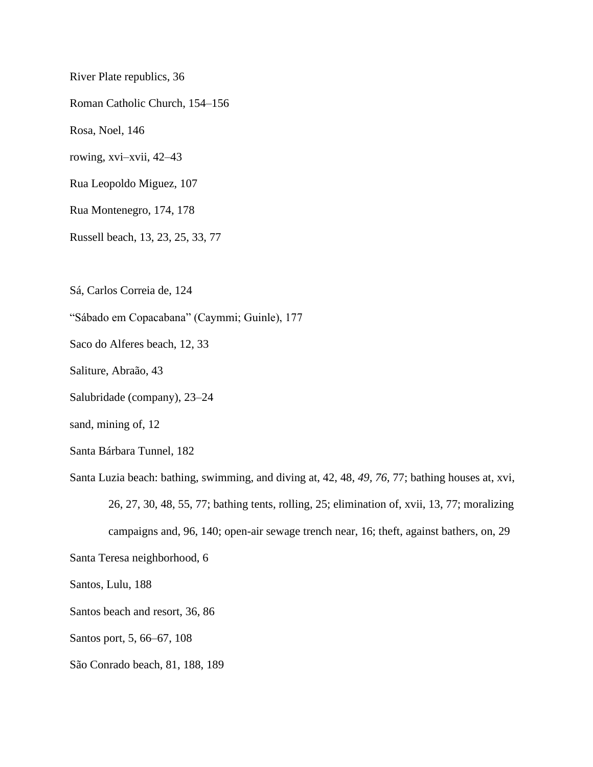River Plate republics, 36

Roman Catholic Church, 154–156

Rosa, Noel, 146

rowing, xvi–xvii, 42–43

Rua Leopoldo Miguez, 107

Rua Montenegro, 174, 178

Russell beach, 13, 23, 25, 33, 77

Sá, Carlos Correia de, 124

"Sábado em Copacabana" (Caymmi; Guinle), 177

Saco do Alferes beach, 12, 33

Saliture, Abraão, 43

Salubridade (company), 23–24

sand, mining of, 12

Santa Bárbara Tunnel, 182

Santa Luzia beach: bathing, swimming, and diving at, 42, 48, *49*, *76*, 77; bathing houses at, xvi, 26, 27, 30, 48, 55, 77; bathing tents, rolling, 25; elimination of, xvii, 13, 77; moralizing campaigns and, 96, 140; open-air sewage trench near, 16; theft, against bathers, on, 29

Santa Teresa neighborhood, 6

Santos, Lulu, 188

Santos beach and resort, 36, 86

Santos port, 5, 66–67, 108

São Conrado beach, 81, 188, 189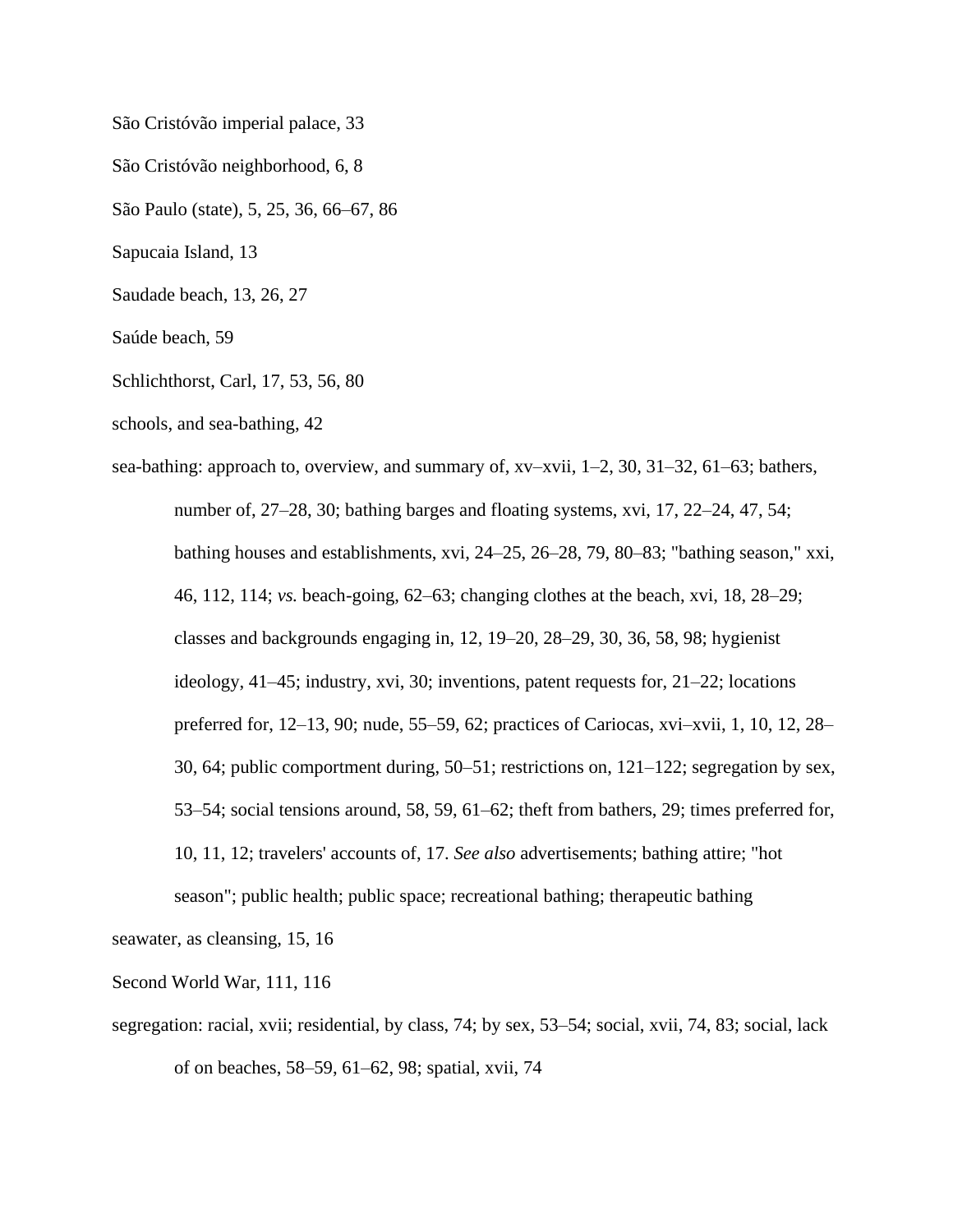São Cristóvão imperial palace, 33

São Cristóvão neighborhood, 6, 8

São Paulo (state), 5, 25, 36, 66–67, 86

Sapucaia Island, 13

Saudade beach, 13, 26, 27

Saúde beach, 59

Schlichthorst, Carl, 17, 53, 56, 80

schools, and sea-bathing, 42

sea-bathing: approach to, overview, and summary of, xv–xvii, 1–2, 30, 31–32, 61–63; bathers, number of, 27–28, 30; bathing barges and floating systems, xvi, 17, 22–24, 47, 54; bathing houses and establishments, xvi, 24–25, 26–28, 79, 80–83; "bathing season," xxi, 46, 112, 114; *vs.* beach-going, 62–63; changing clothes at the beach, xvi, 18, 28–29; classes and backgrounds engaging in, 12, 19–20, 28–29, 30, 36, 58, 98; hygienist ideology, 41–45; industry, xvi, 30; inventions, patent requests for, 21–22; locations preferred for, 12–13, 90; nude, 55–59, 62; practices of Cariocas, xvi–xvii, 1, 10, 12, 28–30, 64; public comportment during, 50–51; restrictions on, 121–122; segregation by sex, 53–54; social tensions around, 58, 59, 61–62; theft from bathers, 29; times preferred for, 10, 11, 12; travelers' accounts of, 17. *See also* advertisements; bathing attire; "hot season"; public health; public space; recreational bathing; therapeutic bathing

seawater, as cleansing, 15, 16

Second World War, 111, 116

segregation: racial, xvii; residential, by class, 74; by sex, 53–54; social, xvii, 74, 83; social, lack of on beaches, 58–59, 61–62, 98; spatial, xvii, 74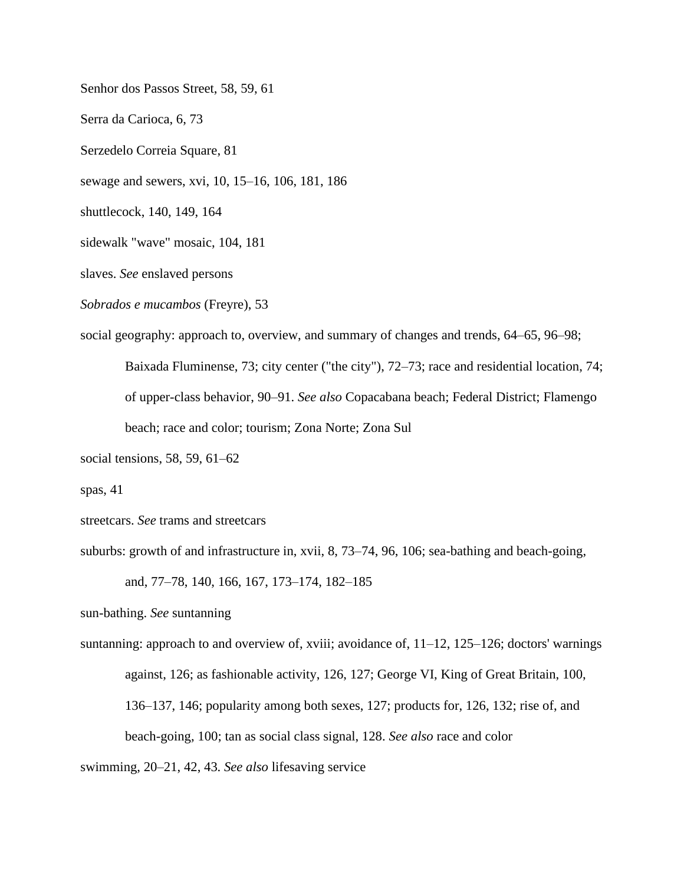Senhor dos Passos Street, 58, 59, 61

Serra da Carioca, 6, 73

Serzedelo Correia Square, 81

sewage and sewers, xvi, 10, 15–16, 106, 181, 186

shuttlecock, 140, 149, 164

sidewalk "wave" mosaic, 104, 181

slaves. *See* enslaved persons

*Sobrados e mucambos* (Freyre), 53

social geography: approach to, overview, and summary of changes and trends, 64–65, 96–98; Baixada Fluminense, 73; city center ("the city"), 72–73; race and residential location, 74; of upper-class behavior, 90–91. *See also* Copacabana beach; Federal District; Flamengo beach; race and color; tourism; Zona Norte; Zona Sul

social tensions, 58, 59, 61–62

spas, 41

streetcars. *See* trams and streetcars

suburbs: growth of and infrastructure in, xvii, 8, 73–74, 96, 106; sea-bathing and beach-going, and, 77–78, 140, 166, 167, 173–174, 182–185

sun-bathing. *See* suntanning

suntanning: approach to and overview of, xviii; avoidance of, 11–12, 125–126; doctors' warnings against, 126; as fashionable activity, 126, 127; George VI, King of Great Britain, 100, 136–137, 146; popularity among both sexes, 127; products for, 126, 132; rise of, and beach-going, 100; tan as social class signal, 128. *See also* race and color

swimming, 20–21, 42, 43. *See also* lifesaving service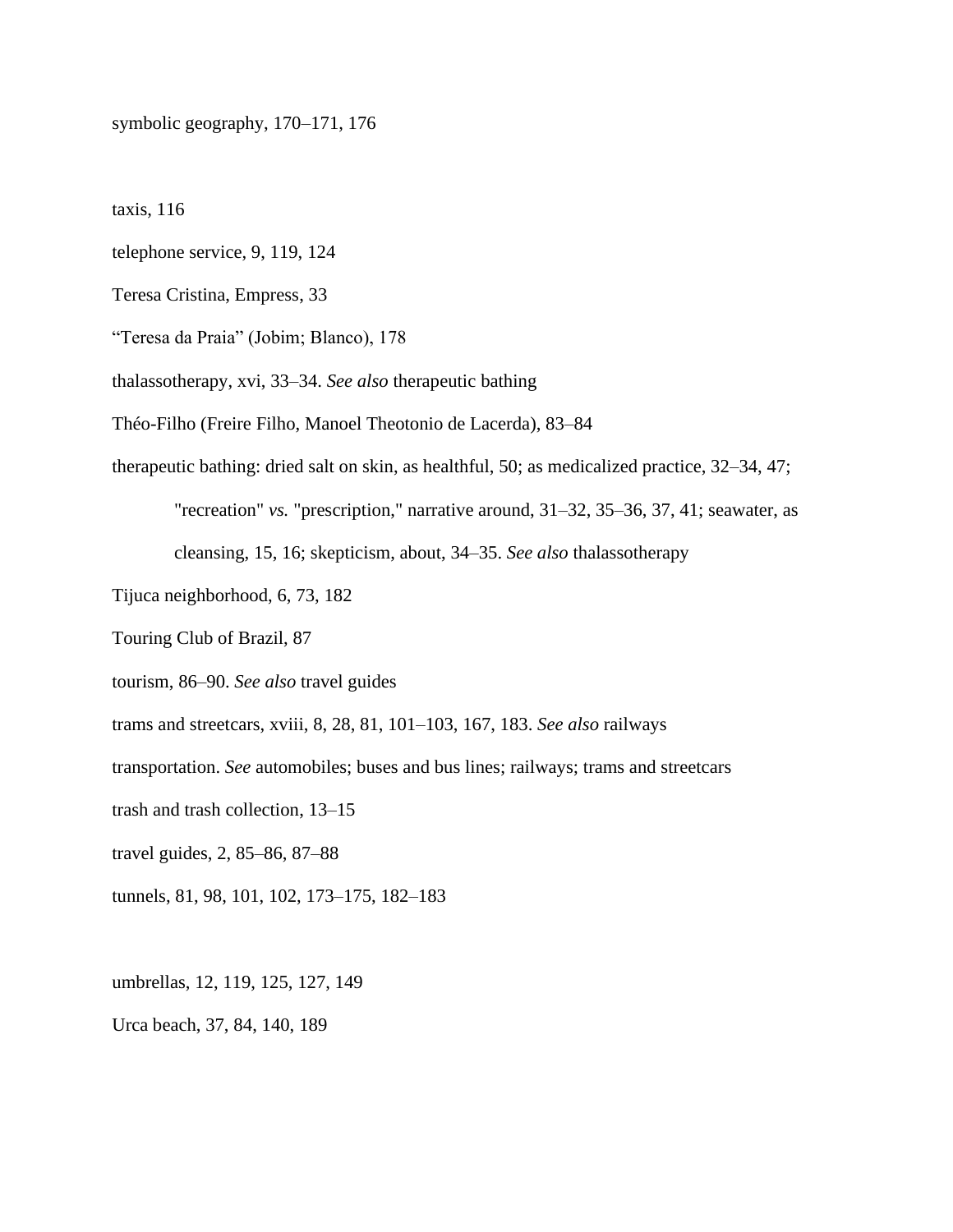symbolic geography, 170–171, 176

taxis, 116

telephone service, 9, 119, 124

Teresa Cristina, Empress, 33

“Teresa da Praia” (Jobim; Blanco), 178

thalassotherapy, xvi, 33–34. *See also* therapeutic bathing

Théo-Filho (Freire Filho, Manoel Theotonio de Lacerda), 83–84

therapeutic bathing: dried salt on skin, as healthful, 50; as medicalized practice, 32–34, 47; "recreation" *vs.* "prescription," narrative around, 31–32, 35–36, 37, 41; seawater, as cleansing, 15, 16; skepticism, about, 34–35. *See also* thalassotherapy

Tijuca neighborhood, 6, 73, 182

Touring Club of Brazil, 87

tourism, 86–90. *See also* travel guides

trams and streetcars, xviii, 8, 28, 81, 101–103, 167, 183. *See also* railways

transportation. *See* automobiles; buses and bus lines; railways; trams and streetcars

trash and trash collection, 13–15

travel guides, 2, 85–86, 87–88

tunnels, 81, 98, 101, 102, 173–175, 182–183

umbrellas, 12, 119, 125, 127, 149

Urca beach, 37, 84, 140, 189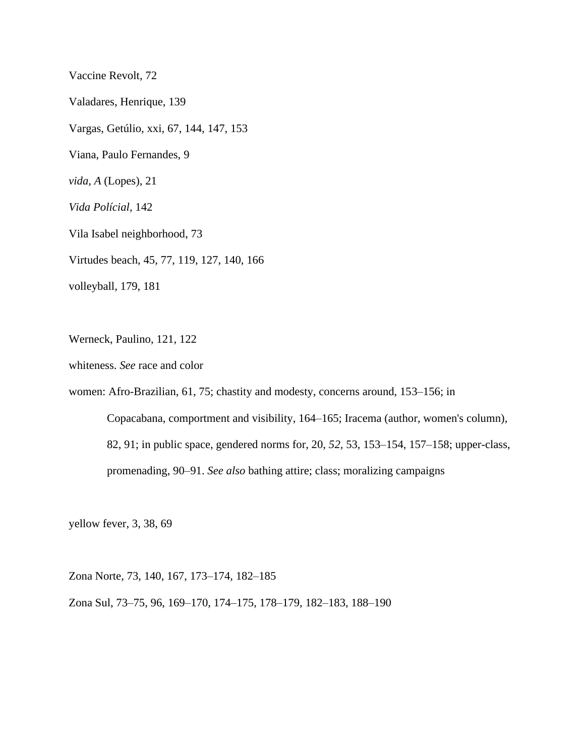Vaccine Revolt, 72

Valadares, Henrique, 139

Vargas, Getúlio, xxi, 67, 144, 147, 153

Viana, Paulo Fernandes, 9

*vida, A* (Lopes), 21

*Vida Polícial*, 142

Vila Isabel neighborhood, 73

Virtudes beach, 45, 77, 119, 127, 140, 166

volleyball, 179, 181

Werneck, Paulino, 121, 122

whiteness. *See* race and color

women: Afro-Brazilian, 61, 75; chastity and modesty, concerns around, 153–156; in Copacabana, comportment and visibility, 164–165; Iracema (author, women's column), 82, 91; in public space, gendered norms for, 20, *52*, 53, 153–154, 157–158; upper-class, promenading, 90–91. *See also* bathing attire; class; moralizing campaigns

yellow fever, 3, 38, 69

Zona Norte, 73, 140, 167, 173–174, 182–185

Zona Sul, 73–75, 96, 169–170, 174–175, 178–179, 182–183, 188–190